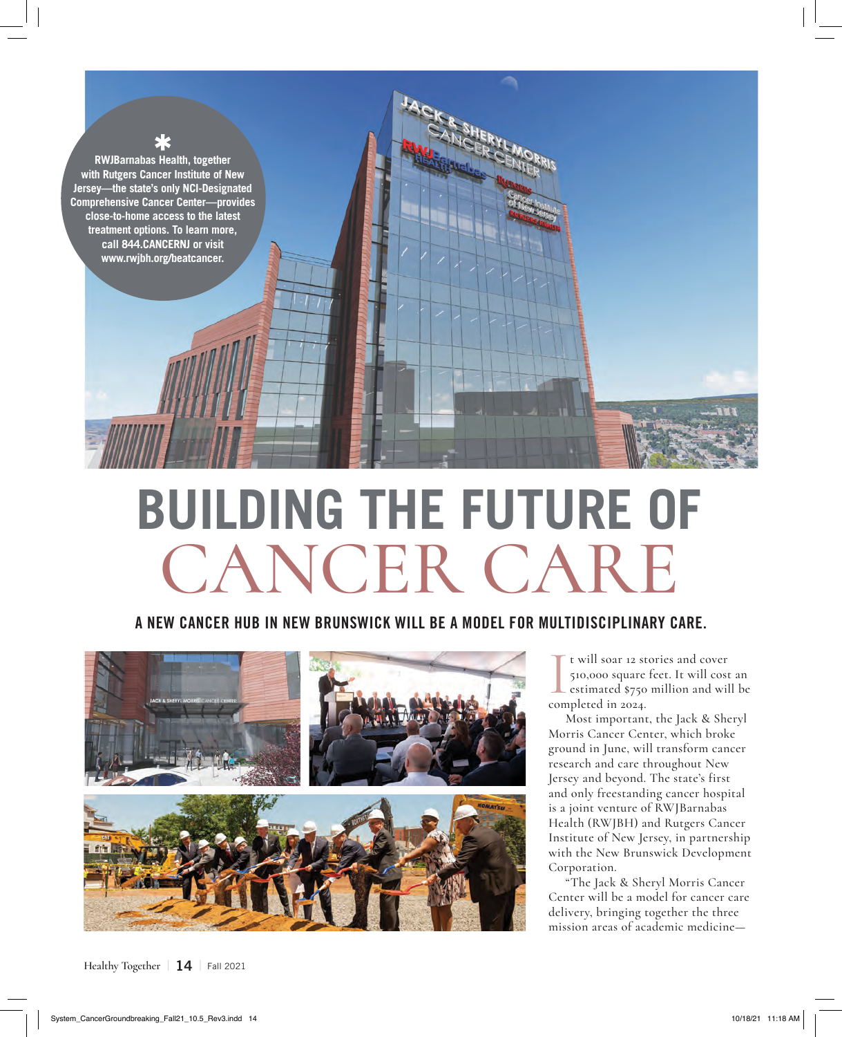*

**RWJBarnabas Health, together with Rutgers Cancer Institute of New Jersey—the state's only NCI-Designated Comprehensive Cancer Center—provides close-to-home access to the latest treatment options. To learn more, call 844.CANCERNJ or visit www.rwjbh.org/beatcancer.**

# BUILDING THE FUTURE OF CANCER CARE

## A NEW CANCER HUB IN NEW BRUNSWICK WILL BE A MODEL FOR MULTIDISCIPLINARY CARE.

It will soar 12 stories and cover 510,000 square feet. It will cost an estimated $750 million and will be completed in 2024.

Most important, the Jack & Sheryl Morris Cancer Center, which broke ground in June, will transform cancer research and care throughout New Jersey and beyond. The state's first and only freestanding cancer hospital is a joint venture of RWJBarnabas Health (RWJBH) and Rutgers Cancer Institute of New Jersey, in partnership with the New Brunswick Development Corporation.

"The Jack & Sheryl Morris Cancer Center will be a model for cancer care delivery, bringing together the three mission areas of academic medicine—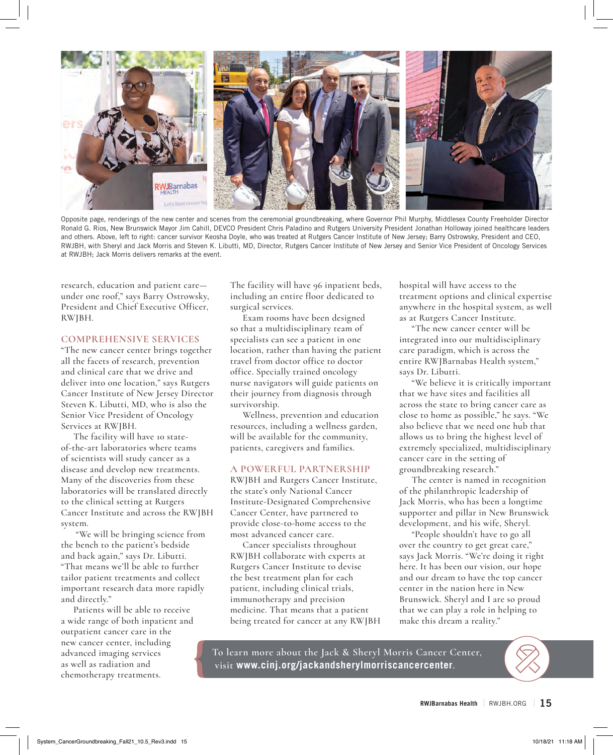Opposite page, renderings of the new center and scenes from the ceremonial groundbreaking, where Governor Phil Murphy, Middlesex County Freeholder Director Ronald G. Rios, New Brunswick Mayor Jim Cahill, DEVCO President Chris Paladino and Rutgers University President Jonathan Holloway joined healthcare leaders and others. Above, left to right: cancer survivor Keosha Doyle, who was treated at Rutgers Cancer Institute of New Jersey; Barry Ostrowsky, President and CEO, RWJBH, with Sheryl and Jack Morris and Steven K. Libutti, MD, Director, Rutgers Cancer Institute of New Jersey and Senior Vice President of Oncology Services at RWJBH; Jack Morris delivers remarks at the event.

research, education and patient care—under one roof," says Barry Ostrowsky, President and Chief Executive Officer, RWJBH.

## COMPREHENSIVE SERVICES

"The new cancer center brings together all the facets of research, prevention and clinical care that we drive and deliver into one location," says Rutgers Cancer Institute of New Jersey Director Steven K. Libutti, MD, who is also the Senior Vice President of Oncology Services at RWJBH.

The facility will have 10 state-of-the-art laboratories where teams of scientists will study cancer as a disease and develop new treatments. Many of the discoveries from these laboratories will be translated directly to the clinical setting at Rutgers Cancer Institute and across the RWJBH system.

"We will be bringing science from the bench to the patient's bedside and back again," says Dr. Libutti. "That means we'll be able to further tailor patient treatments and collect important research data more rapidly and directly."

Patients will be able to receive a wide range of both inpatient and outpatient cancer care in the new cancer center, including advanced imaging services as well as radiation and chemotherapy treatments.

The facility will have 96 inpatient beds, including an entire floor dedicated to surgical services.

Exam rooms have been designed so that a multidisciplinary team of specialists can see a patient in one location, rather than having the patient travel from doctor office to doctor office. Specially trained oncology nurse navigators will guide patients on their journey from diagnosis through survivorship.

Wellness, prevention and education resources, including a wellness garden, will be available for the community, patients, caregivers and families.

## A POWERFUL PARTNERSHIP

RWJBH and Rutgers Cancer Institute, the state's only National Cancer Institute-Designated Comprehensive Cancer Center, have partnered to provide close-to-home access to the most advanced cancer care.

Cancer specialists throughout RWJBH collaborate with experts at Rutgers Cancer Institute to devise the best treatment plan for each patient, including clinical trials, immunotherapy and precision medicine. That means that a patient being treated for cancer at any RWJBH hospital will have access to the treatment options and clinical expertise anywhere in the hospital system, as well as at Rutgers Cancer Institute.

"The new cancer center will be integrated into our multidisciplinary care paradigm, which is across the entire RWJBarnabas Health system," says Dr. Libutti.

"We believe it is critically important that we have sites and facilities all across the state to bring cancer care as close to home as possible," he says. "We also believe that we need one hub that allows us to bring the highest level of extremely specialized, multidisciplinary cancer care in the setting of groundbreaking research."

The center is named in recognition of the philanthropic leadership of Jack Morris, who has been a longtime supporter and pillar in New Brunswick development, and his wife, Sheryl.

"People shouldn't have to go all over the country to get great care," says Jack Morris. "We're doing it right here. It has been our vision, our hope and our dream to have the top cancer center in the nation here in New Brunswick. Sheryl and I are so proud that we can play a role in helping to make this dream a reality."

To learn more about the Jack & Sheryl Morris Cancer Center, visit **www.cinj.org/jackandsherylmorriscancercenter**.